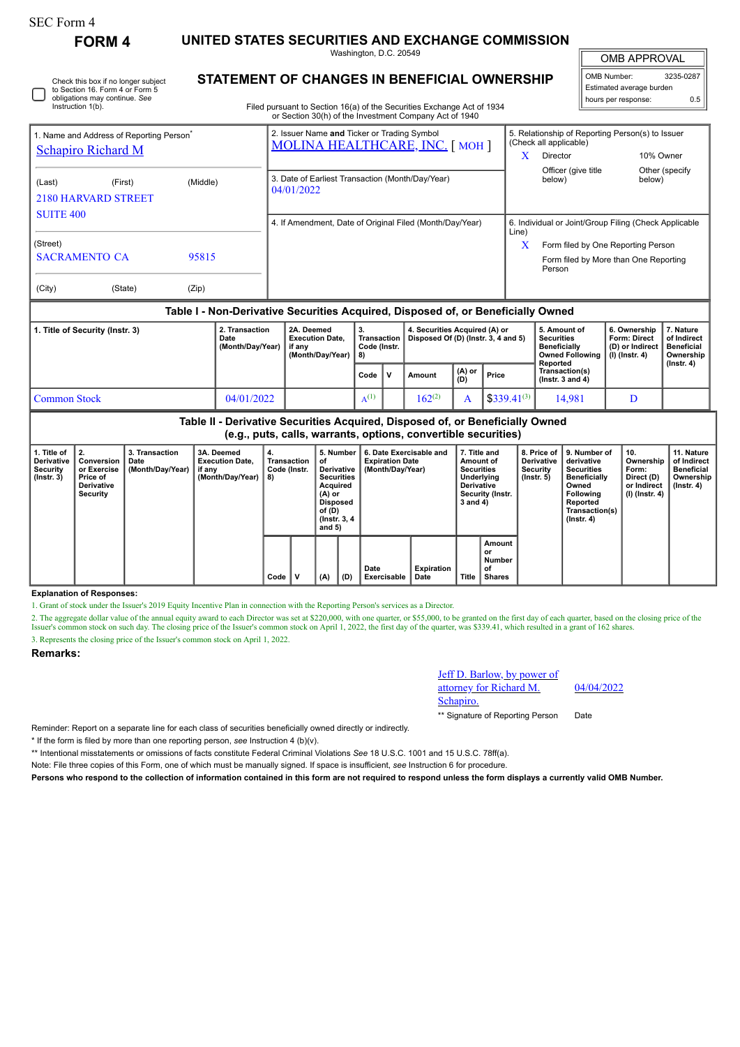SEC Form 4

# FORM 4

## UNITED STATES SECURITIES AND EXCHANGE COMMISSION

Washington, D.C. 20549

## STATEMENT OF CHANGES IN BENEFICIAL OWNERSHIP

Filed pursuant to Section 16(a) of the Securities Exchange Act of 1934 or Section 30(h) of the Investment Company Act of 1940

| OMB APPROVAL | |
|---|---|
| OMB Number: | 3235-0287 |
| Estimated average burden hours per response: | 0.5 |

☐ Check this box if no longer subject to Section 16. Form 4 or Form 5 obligations may continue. *See* Instruction 1(b).

| | | |
|---|---|---|
| 1. Name and Address of Reporting Person* Schapiro Richard M (Last) (First) (Middle) 2180 HARVARD STREET SUITE 400 (Street) SACRAMENTO CA 95815 (City) (State) (Zip) | 2. Issuer Name **and** Ticker or Trading Symbol MOLINA HEALTHCARE, INC. [ MOH ] | 5. Relationship of Reporting Person(s) to Issuer (Check all applicable) X Director; 10% Owner; Officer (give title below); Other (specify below) |
| | 3. Date of Earliest Transaction (Month/Day/Year) 04/01/2022 | |
| | 4. If Amendment, Date of Original Filed (Month/Day/Year) | 6. Individual or Joint/Group Filing (Check Applicable Line) X Form filed by One Reporting Person; Form filed by More than One Reporting Person |

### Table I - Non-Derivative Securities Acquired, Disposed of, or Beneficially Owned

| 1. Title of Security (Instr. 3) | 2. Transaction Date (Month/Day/Year) | 2A. Deemed Execution Date, if any (Month/Day/Year) | 3. Transaction Code (Instr. 8) | | 4. Securities Acquired (A) or Disposed Of (D) (Instr. 3, 4 and 5) | | | 5. Amount of Securities Beneficially Owned Following Reported Transaction(s) (Instr. 3 and 4) | 6. Ownership Form: Direct (D) or Indirect (I) (Instr. 4) | 7. Nature of Indirect Beneficial Ownership (Instr. 4) |
|---|---|---|---|---|---|---|---|---|---|---|
| | | | Code | V | Amount | (A) or (D) | Price | | | |
| Common Stock | 04/01/2022 | | A[1] | | 162[2] | A | $339.41[3] | 14,981 | D | |

### Table II - Derivative Securities Acquired, Disposed of, or Beneficially Owned (e.g., puts, calls, warrants, options, convertible securities)

| 1. Title of Derivative Security (Instr. 3) | 2. Conversion or Exercise Price of Derivative Security | 3. Transaction Date (Month/Day/Year) | 3A. Deemed Execution Date, if any (Month/Day/Year) | 4. Transaction Code (Instr. 8) | | 5. Number of Derivative Securities Acquired (A) or Disposed of (D) (Instr. 3, 4 and 5) | | 6. Date Exercisable and Expiration Date (Month/Day/Year) | | 7. Title and Amount of Securities Underlying Derivative Security (Instr. 3 and 4) | | 8. Price of Derivative Security (Instr. 5) | 9. Number of derivative Securities Beneficially Owned Following Reported Transaction(s) (Instr. 4) | 10. Ownership Form: Direct (D) or Indirect (I) (Instr. 4) | 11. Nature of Indirect Beneficial Ownership (Instr. 4) |
|---|---|---|---|---|---|---|---|---|---|---|---|---|---|---|---|
| | | | | Code | V | (A) | (D) | Date Exercisable | Expiration Date | Title | Amount or Number of Shares | | | | |

**Explanation of Responses:**

1. Grant of stock under the Issuer's 2019 Equity Incentive Plan in connection with the Reporting Person's services as a Director.

2. The aggregate dollar value of the annual equity award to each Director was set at $220,000, with one quarter, or $55,000, to be granted on the first day of each quarter, based on the closing price of the Issuer's common stock on such day. The closing price of the Issuer's common stock on April 1, 2022, the first day of the quarter, was $339.41, which resulted in a grant of 162 shares.

3. Represents the closing price of the Issuer's common stock on April 1, 2022.

**Remarks:**

Jeff D. Barlow, by power of attorney for Richard M. Schapiro. 04/04/2022

** Signature of Reporting Person Date

Reminder: Report on a separate line for each class of securities beneficially owned directly or indirectly.

* If the form is filed by more than one reporting person, *see* Instruction 4 (b)(v).

** Intentional misstatements or omissions of facts constitute Federal Criminal Violations *See* 18 U.S.C. 1001 and 15 U.S.C. 78ff(a).

Note: File three copies of this Form, one of which must be manually signed. If space is insufficient, *see* Instruction 6 for procedure.

**Persons who respond to the collection of information contained in this form are not required to respond unless the form displays a currently valid OMB Number.**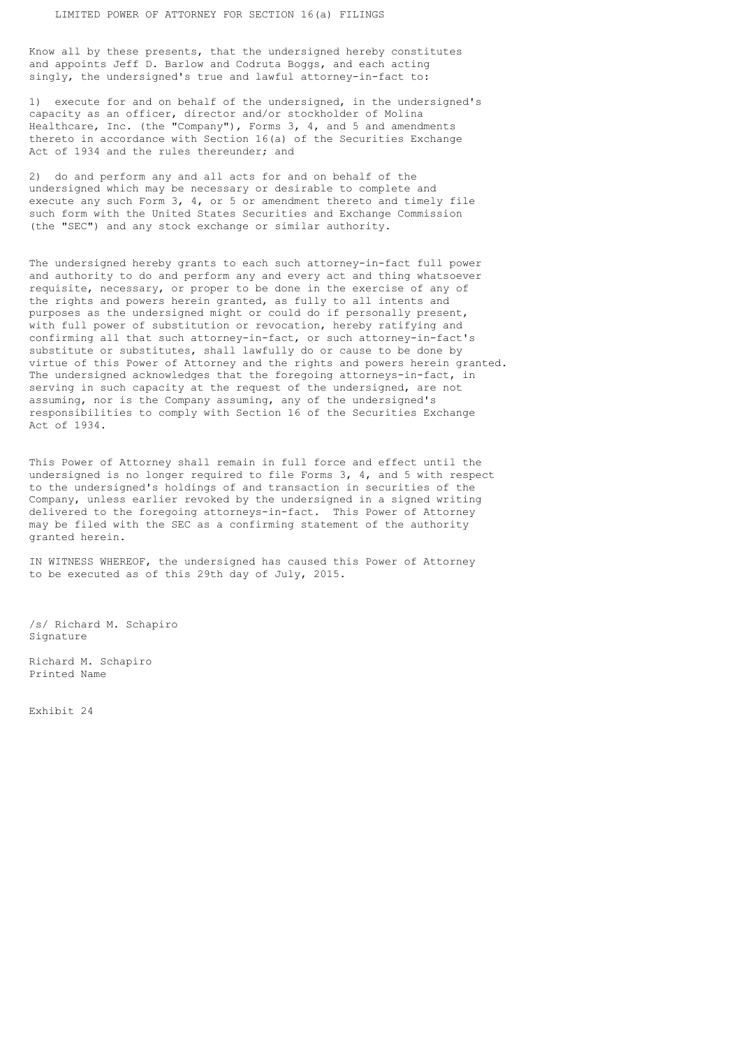# LIMITED POWER OF ATTORNEY FOR SECTION 16(a) FILINGS

Know all by these presents, that the undersigned hereby constitutes and appoints Jeff D. Barlow and Codruta Boggs, and each acting singly, the undersigned's true and lawful attorney-in-fact to:

1) execute for and on behalf of the undersigned, in the undersigned's capacity as an officer, director and/or stockholder of Molina Healthcare, Inc. (the "Company"), Forms 3, 4, and 5 and amendments thereto in accordance with Section 16(a) of the Securities Exchange Act of 1934 and the rules thereunder; and

2) do and perform any and all acts for and on behalf of the undersigned which may be necessary or desirable to complete and execute any such Form 3, 4, or 5 or amendment thereto and timely file such form with the United States Securities and Exchange Commission (the "SEC") and any stock exchange or similar authority.

The undersigned hereby grants to each such attorney-in-fact full power and authority to do and perform any and every act and thing whatsoever requisite, necessary, or proper to be done in the exercise of any of the rights and powers herein granted, as fully to all intents and purposes as the undersigned might or could do if personally present, with full power of substitution or revocation, hereby ratifying and confirming all that such attorney-in-fact, or such attorney-in-fact's substitute or substitutes, shall lawfully do or cause to be done by virtue of this Power of Attorney and the rights and powers herein granted. The undersigned acknowledges that the foregoing attorneys-in-fact, in serving in such capacity at the request of the undersigned, are not assuming, nor is the Company assuming, any of the undersigned's responsibilities to comply with Section 16 of the Securities Exchange Act of 1934.

This Power of Attorney shall remain in full force and effect until the undersigned is no longer required to file Forms 3, 4, and 5 with respect to the undersigned's holdings of and transaction in securities of the Company, unless earlier revoked by the undersigned in a signed writing delivered to the foregoing attorneys-in-fact. This Power of Attorney may be filed with the SEC as a confirming statement of the authority granted herein.

IN WITNESS WHEREOF, the undersigned has caused this Power of Attorney to be executed as of this 29th day of July, 2015.

/s/ Richard M. Schapiro
Signature

Richard M. Schapiro
Printed Name

Exhibit 24